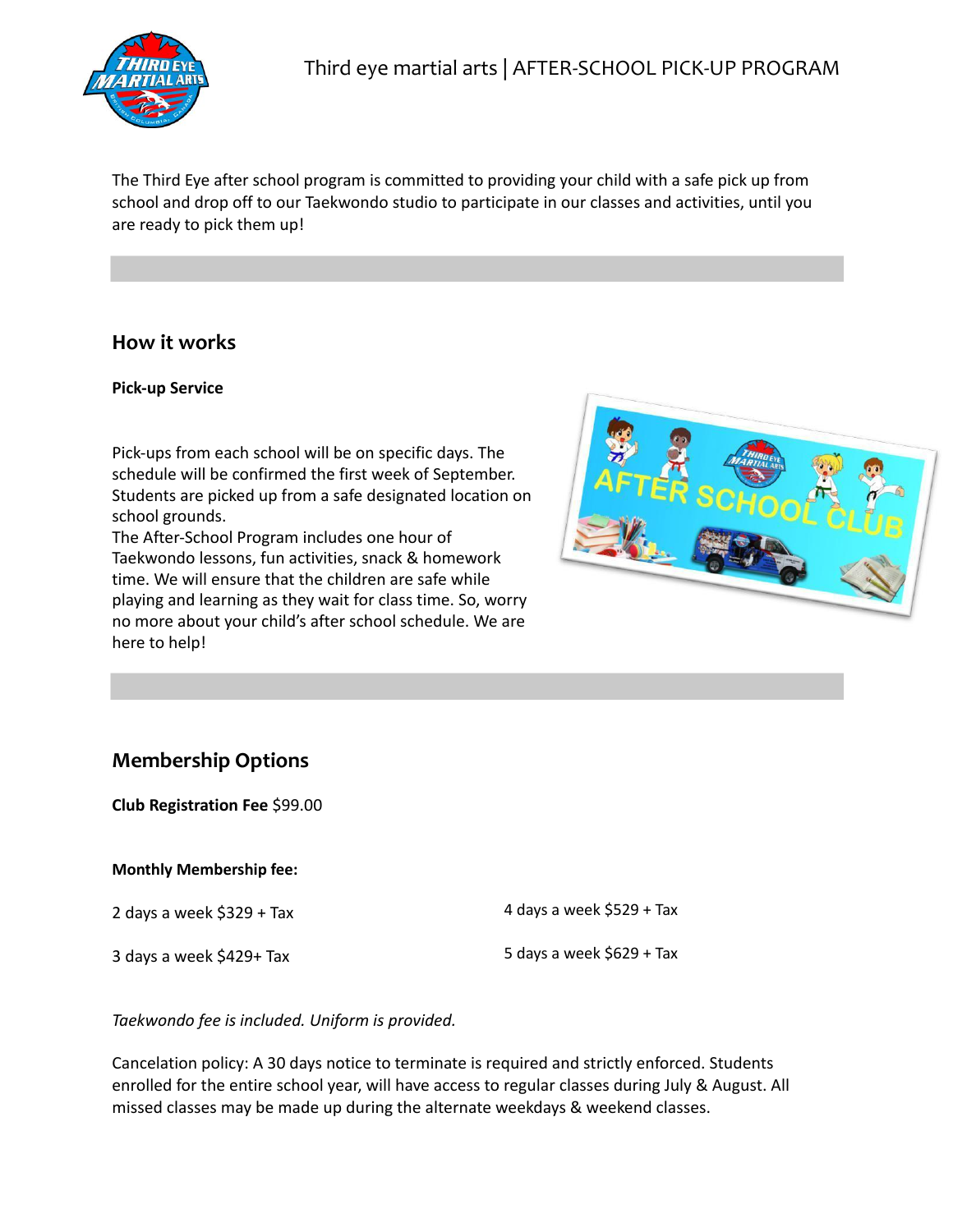# Third eye martial arts | AFTER-SCHOOL PICK-UP PROGRAM

The Third Eye after school program is committed to providing your child with a safe pick up from school and drop off to our Taekwondo studio to participate in our classes and activities, until you are ready to pick them up!

## How it works

**Pick-up Service**

Pick-ups from each school will be on specific days. The schedule will be confirmed the first week of September. Students are picked up from a safe designated location on school grounds.

The After-School Program includes one hour of Taekwondo lessons, fun activities, snack & homework time. We will ensure that the children are safe while playing and learning as they wait for class time. So, worry no more about your child's after school schedule. We are here to help!

## Membership Options

**Club Registration Fee** $99.00

**Monthly Membership fee:**

2 days a week $329 + Tax

3 days a week $429+ Tax

4 days a week $529 + Tax

5 days a week $629 + Tax

*Taekwondo fee is included. Uniform is provided.*

Cancelation policy: A 30 days notice to terminate is required and strictly enforced. Students enrolled for the entire school year, will have access to regular classes during July & August. All missed classes may be made up during the alternate weekdays & weekend classes.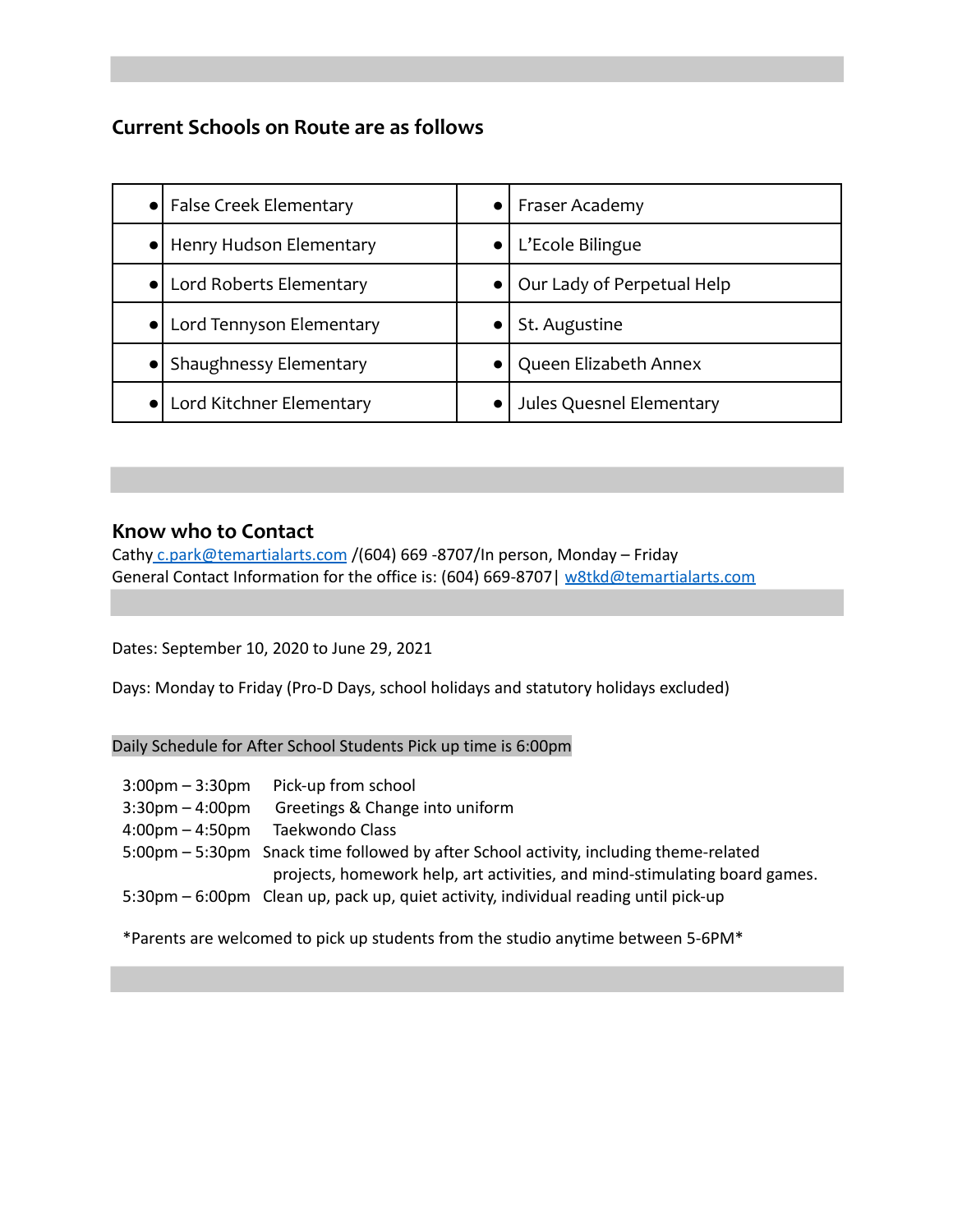## Current Schools on Route are as follows

| | | | |
|---|---|---|---|
| ● | False Creek Elementary | ● | Fraser Academy |
| ● | Henry Hudson Elementary | ● | L'Ecole Bilingue |
| ● | Lord Roberts Elementary | ● | Our Lady of Perpetual Help |
| ● | Lord Tennyson Elementary | ● | St. Augustine |
| ● | Shaughnessy Elementary | ● | Queen Elizabeth Annex |
| ● | Lord Kitchner Elementary | ● | Jules Quesnel Elementary |

## Know who to Contact

Cathy c.park@temartialarts.com /(604) 669 -8707/In person, Monday – Friday
General Contact Information for the office is: (604) 669-8707| w8tkd@temartialarts.com

Dates: September 10, 2020 to June 29, 2021

Days: Monday to Friday (Pro-D Days, school holidays and statutory holidays excluded)

Daily Schedule for After School Students Pick up time is 6:00pm

3:00pm – 3:30pm Pick-up from school
3:30pm – 4:00pm Greetings & Change into uniform
4:00pm – 4:50pm Taekwondo Class
5:00pm – 5:30pm Snack time followed by after School activity, including theme-related projects, homework help, art activities, and mind-stimulating board games.
5:30pm – 6:00pm Clean up, pack up, quiet activity, individual reading until pick-up

*Parents are welcomed to pick up students from the studio anytime between 5-6PM*